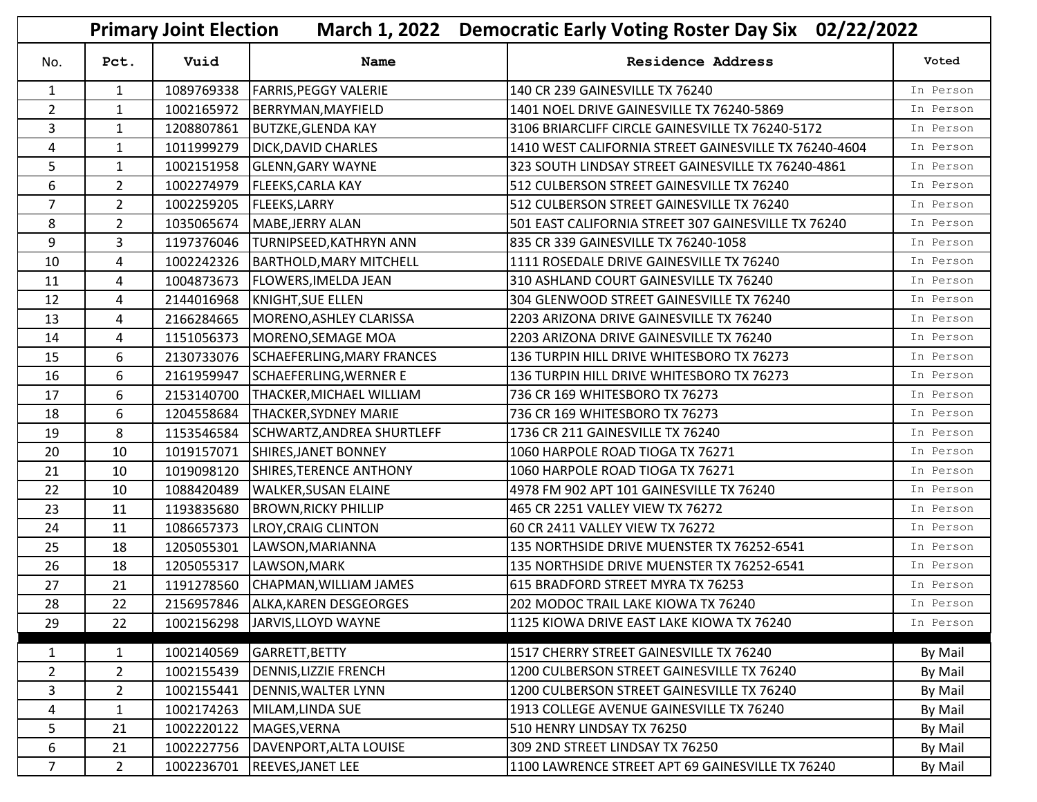# Primary Joint Election March 1, 2022 Democratic Early Voting Roster Day Six 02/22/2022

| No. | Pct. | Vuid | Name | Residence Address | Voted |
|---|---|---|---|---|---|
| 1 | 1 | 1089769338 | FARRIS,PEGGY VALERIE | 140 CR 239 GAINESVILLE TX 76240 | In Person |
| 2 | 1 | 1002165972 | BERRYMAN,MAYFIELD | 1401 NOEL DRIVE GAINESVILLE TX 76240-5869 | In Person |
| 3 | 1 | 1208807861 | BUTZKE,GLENDA KAY | 3106 BRIARCLIFF CIRCLE GAINESVILLE TX 76240-5172 | In Person |
| 4 | 1 | 1011999279 | DICK,DAVID CHARLES | 1410 WEST CALIFORNIA STREET GAINESVILLE TX 76240-4604 | In Person |
| 5 | 1 | 1002151958 | GLENN,GARY WAYNE | 323 SOUTH LINDSAY STREET GAINESVILLE TX 76240-4861 | In Person |
| 6 | 2 | 1002274979 | FLEEKS,CARLA KAY | 512 CULBERSON STREET GAINESVILLE TX 76240 | In Person |
| 7 | 2 | 1002259205 | FLEEKS,LARRY | 512 CULBERSON STREET GAINESVILLE TX 76240 | In Person |
| 8 | 2 | 1035065674 | MABE,JERRY ALAN | 501 EAST CALIFORNIA STREET 307 GAINESVILLE TX 76240 | In Person |
| 9 | 3 | 1197376046 | TURNIPSEED,KATHRYN ANN | 835 CR 339 GAINESVILLE TX 76240-1058 | In Person |
| 10 | 4 | 1002242326 | BARTHOLD,MARY MITCHELL | 1111 ROSEDALE DRIVE GAINESVILLE TX 76240 | In Person |
| 11 | 4 | 1004873673 | FLOWERS,IMELDA JEAN | 310 ASHLAND COURT GAINESVILLE TX 76240 | In Person |
| 12 | 4 | 2144016968 | KNIGHT,SUE ELLEN | 304 GLENWOOD STREET GAINESVILLE TX 76240 | In Person |
| 13 | 4 | 2166284665 | MORENO,ASHLEY CLARISSA | 2203 ARIZONA DRIVE GAINESVILLE TX 76240 | In Person |
| 14 | 4 | 1151056373 | MORENO,SEMAGE MOA | 2203 ARIZONA DRIVE GAINESVILLE TX 76240 | In Person |
| 15 | 6 | 2130733076 | SCHAEFERLING,MARY FRANCES | 136 TURPIN HILL DRIVE WHITESBORO TX 76273 | In Person |
| 16 | 6 | 2161959947 | SCHAEFERLING,WERNER E | 136 TURPIN HILL DRIVE WHITESBORO TX 76273 | In Person |
| 17 | 6 | 2153140700 | THACKER,MICHAEL WILLIAM | 736 CR 169 WHITESBORO TX 76273 | In Person |
| 18 | 6 | 1204558684 | THACKER,SYDNEY MARIE | 736 CR 169 WHITESBORO TX 76273 | In Person |
| 19 | 8 | 1153546584 | SCHWARTZ,ANDREA SHURTLEFF | 1736 CR 211 GAINESVILLE TX 76240 | In Person |
| 20 | 10 | 1019157071 | SHIRES,JANET BONNEY | 1060 HARPOLE ROAD TIOGA TX 76271 | In Person |
| 21 | 10 | 1019098120 | SHIRES,TERENCE ANTHONY | 1060 HARPOLE ROAD TIOGA TX 76271 | In Person |
| 22 | 10 | 1088420489 | WALKER,SUSAN ELAINE | 4978 FM 902 APT 101 GAINESVILLE TX 76240 | In Person |
| 23 | 11 | 1193835680 | BROWN,RICKY PHILLIP | 465 CR 2251 VALLEY VIEW TX 76272 | In Person |
| 24 | 11 | 1086657373 | LROY,CRAIG CLINTON | 60 CR 2411 VALLEY VIEW TX 76272 | In Person |
| 25 | 18 | 1205055301 | LAWSON,MARIANNA | 135 NORTHSIDE DRIVE MUENSTER TX 76252-6541 | In Person |
| 26 | 18 | 1205055317 | LAWSON,MARK | 135 NORTHSIDE DRIVE MUENSTER TX 76252-6541 | In Person |
| 27 | 21 | 1191278560 | CHAPMAN,WILLIAM JAMES | 615 BRADFORD STREET MYRA TX 76253 | In Person |
| 28 | 22 | 2156957846 | ALKA,KAREN DESGEORGES | 202 MODOC TRAIL LAKE KIOWA TX 76240 | In Person |
| 29 | 22 | 1002156298 | JARVIS,LLOYD WAYNE | 1125 KIOWA DRIVE EAST LAKE KIOWA TX 76240 | In Person |
| 1 | 1 | 1002140569 | GARRETT,BETTY | 1517 CHERRY STREET GAINESVILLE TX 76240 | By Mail |
| 2 | 2 | 1002155439 | DENNIS,LIZZIE FRENCH | 1200 CULBERSON STREET GAINESVILLE TX 76240 | By Mail |
| 3 | 2 | 1002155441 | DENNIS,WALTER LYNN | 1200 CULBERSON STREET GAINESVILLE TX 76240 | By Mail |
| 4 | 1 | 1002174263 | MILAM,LINDA SUE | 1913 COLLEGE AVENUE GAINESVILLE TX 76240 | By Mail |
| 5 | 21 | 1002220122 | MAGES,VERNA | 510 HENRY LINDSAY TX 76250 | By Mail |
| 6 | 21 | 1002227756 | DAVENPORT,ALTA LOUISE | 309 2ND STREET LINDSAY TX 76250 | By Mail |
| 7 | 2 | 1002236701 | REEVES,JANET LEE | 1100 LAWRENCE STREET APT 69 GAINESVILLE TX 76240 | By Mail |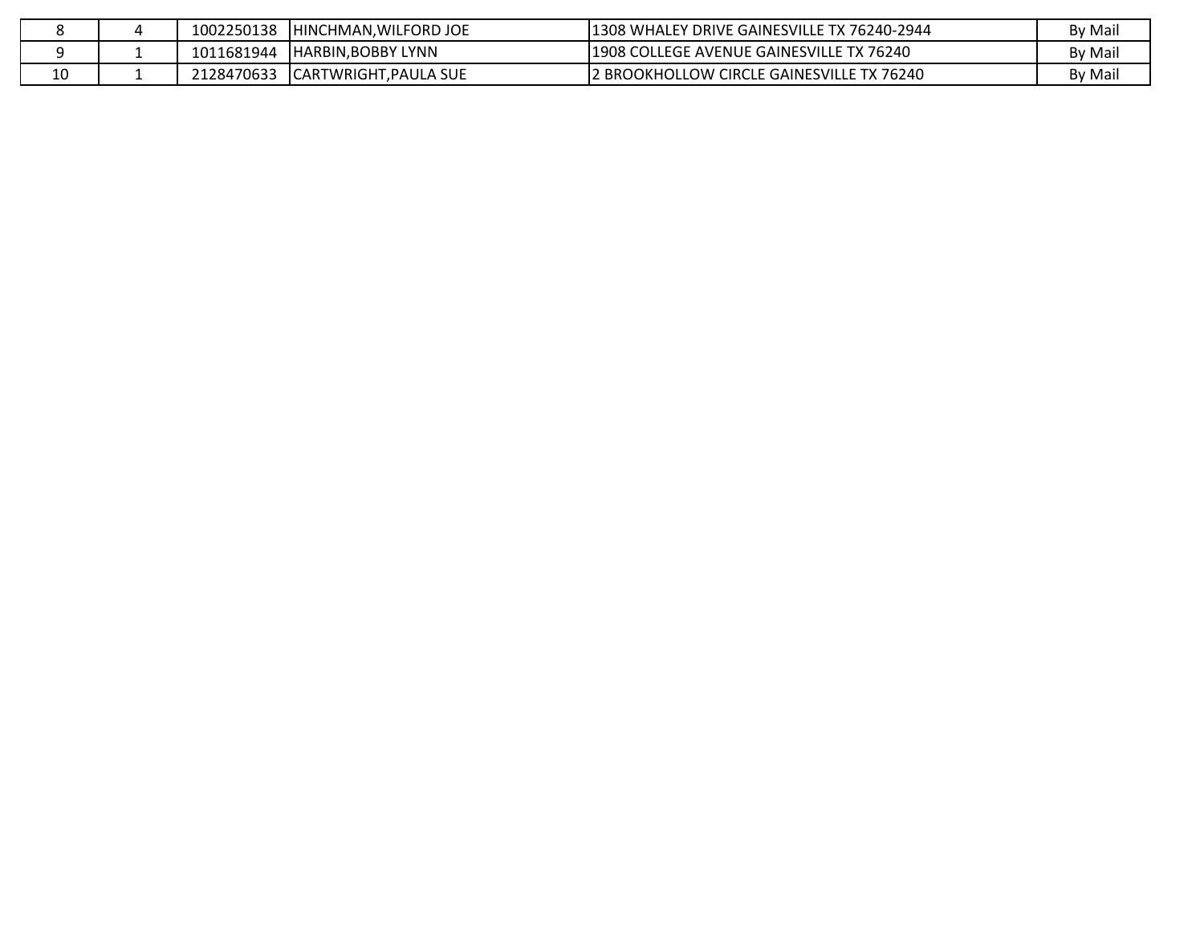| | | | | | |
|---|---|---|---|---|---|
| 8 | 4 | 1002250138 | HINCHMAN,WILFORD JOE | 1308 WHALEY DRIVE GAINESVILLE TX 76240-2944 | By Mail |
| 9 | 1 | 1011681944 | HARBIN,BOBBY LYNN | 1908 COLLEGE AVENUE GAINESVILLE TX 76240 | By Mail |
| 10 | 1 | 2128470633 | CARTWRIGHT,PAULA SUE | 2 BROOKHOLLOW CIRCLE GAINESVILLE TX 76240 | By Mail |